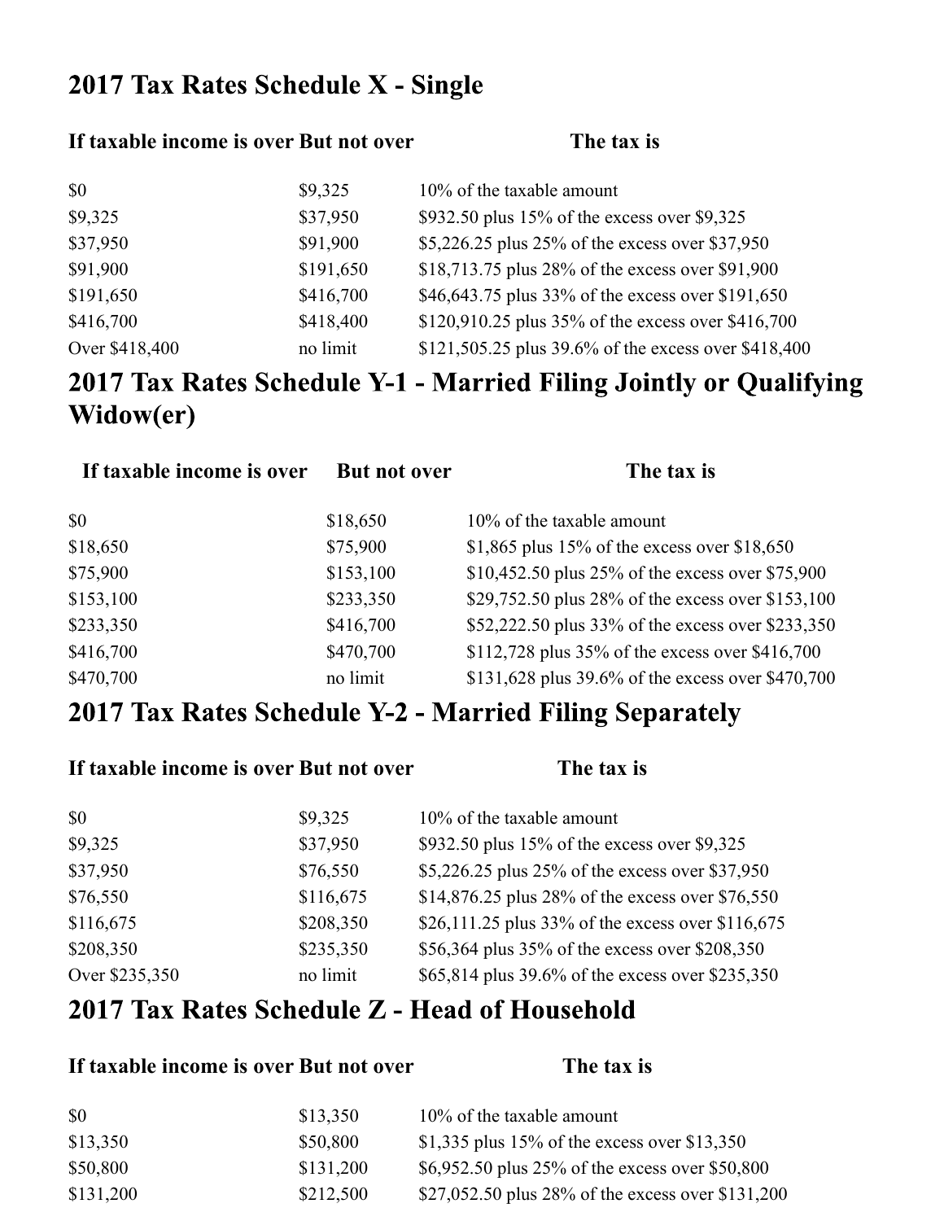## 2017 Tax Rates Schedule X - Single

| If taxable income is over | But not over | The tax is |
|---|---|---|
| $0 | $9,325 | 10% of the taxable amount |
| $9,325 | $37,950 | $932.50 plus 15% of the excess over $9,325 |
| $37,950 | $91,900 | $5,226.25 plus 25% of the excess over $37,950 |
| $91,900 | $191,650 | $18,713.75 plus 28% of the excess over $91,900 |
| $191,650 | $416,700 | $46,643.75 plus 33% of the excess over $191,650 |
| $416,700 | $418,400 | $120,910.25 plus 35% of the excess over $416,700 |
| Over $418,400 | no limit | $121,505.25 plus 39.6% of the excess over $418,400 |

## 2017 Tax Rates Schedule Y-1 - Married Filing Jointly or Qualifying Widow(er)

| If taxable income is over | But not over | The tax is |
|---|---|---|
| $0 | $18,650 | 10% of the taxable amount |
| $18,650 | $75,900 | $1,865 plus 15% of the excess over $18,650 |
| $75,900 | $153,100 | $10,452.50 plus 25% of the excess over $75,900 |
| $153,100 | $233,350 | $29,752.50 plus 28% of the excess over $153,100 |
| $233,350 | $416,700 | $52,222.50 plus 33% of the excess over $233,350 |
| $416,700 | $470,700 | $112,728 plus 35% of the excess over $416,700 |
| $470,700 | no limit | $131,628 plus 39.6% of the excess over $470,700 |

## 2017 Tax Rates Schedule Y-2 - Married Filing Separately

| If taxable income is over | But not over | The tax is |
|---|---|---|
| $0 | $9,325 | 10% of the taxable amount |
| $9,325 | $37,950 | $932.50 plus 15% of the excess over $9,325 |
| $37,950 | $76,550 | $5,226.25 plus 25% of the excess over $37,950 |
| $76,550 | $116,675 | $14,876.25 plus 28% of the excess over $76,550 |
| $116,675 | $208,350 | $26,111.25 plus 33% of the excess over $116,675 |
| $208,350 | $235,350 | $56,364 plus 35% of the excess over $208,350 |
| Over $235,350 | no limit | $65,814 plus 39.6% of the excess over $235,350 |

## 2017 Tax Rates Schedule Z - Head of Household

| If taxable income is over | But not over | The tax is |
|---|---|---|
| $0 | $13,350 | 10% of the taxable amount |
| $13,350 | $50,800 | $1,335 plus 15% of the excess over $13,350 |
| $50,800 | $131,200 | $6,952.50 plus 25% of the excess over $50,800 |
| $131,200 | $212,500 | $27,052.50 plus 28% of the excess over $131,200 |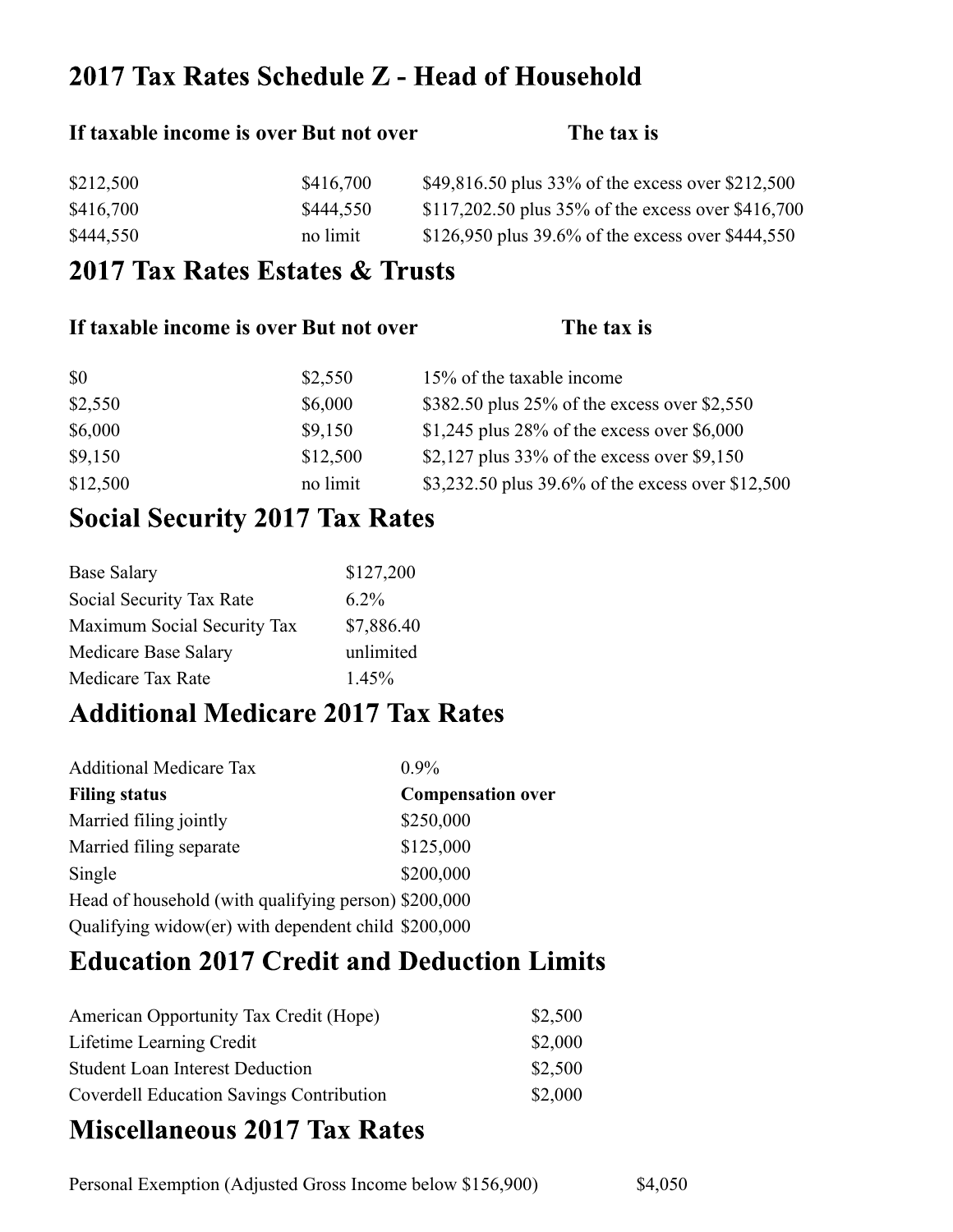## 2017 Tax Rates Schedule Z - Head of Household

| If taxable income is over | But not over | The tax is |
|---|---|---|
| $212,500 | $416,700 | $49,816.50 plus 33% of the excess over $212,500 |
| $416,700 | $444,550 | $117,202.50 plus 35% of the excess over $416,700 |
| $444,550 | no limit | $126,950 plus 39.6% of the excess over $444,550 |

## 2017 Tax Rates Estates & Trusts

| If taxable income is over | But not over | The tax is |
|---|---|---|
| $0 | $2,550 | 15% of the taxable income |
| $2,550 | $6,000 | $382.50 plus 25% of the excess over $2,550 |
| $6,000 | $9,150 | $1,245 plus 28% of the excess over $6,000 |
| $9,150 | $12,500 | $2,127 plus 33% of the excess over $9,150 |
| $12,500 | no limit | $3,232.50 plus 39.6% of the excess over $12,500 |

## Social Security 2017 Tax Rates

| | |
|---|---|
| Base Salary | $127,200 |
| Social Security Tax Rate | 6.2% |
| Maximum Social Security Tax | $7,886.40 |
| Medicare Base Salary | unlimited |
| Medicare Tax Rate | 1.45% |

## Additional Medicare 2017 Tax Rates

| | |
|---|---|
| Additional Medicare Tax | 0.9% |
| **Filing status** | **Compensation over** |
| Married filing jointly | $250,000 |
| Married filing separate | $125,000 |
| Single | $200,000 |
| Head of household (with qualifying person) | $200,000 |
| Qualifying widow(er) with dependent child | $200,000 |

## Education 2017 Credit and Deduction Limits

| | |
|---|---|
| American Opportunity Tax Credit (Hope) | $2,500 |
| Lifetime Learning Credit | $2,000 |
| Student Loan Interest Deduction | $2,500 |
| Coverdell Education Savings Contribution | $2,000 |

## Miscellaneous 2017 Tax Rates

| | |
|---|---|
| Personal Exemption (Adjusted Gross Income below $156,900) | $4,050 |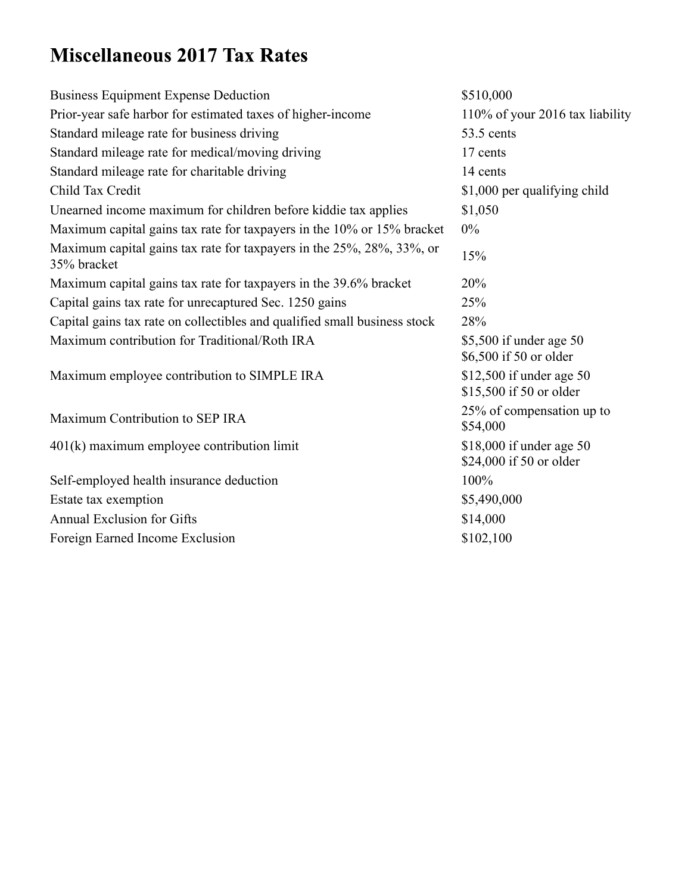# Miscellaneous 2017 Tax Rates

| | |
|---|---|
| Business Equipment Expense Deduction | $510,000 |
| Prior-year safe harbor for estimated taxes of higher-income | 110% of your 2016 tax liability |
| Standard mileage rate for business driving | 53.5 cents |
| Standard mileage rate for medical/moving driving | 17 cents |
| Standard mileage rate for charitable driving | 14 cents |
| Child Tax Credit | $1,000 per qualifying child |
| Unearned income maximum for children before kiddie tax applies | $1,050 |
| Maximum capital gains tax rate for taxpayers in the 10% or 15% bracket | 0% |
| Maximum capital gains tax rate for taxpayers in the 25%, 28%, 33%, or 35% bracket | 15% |
| Maximum capital gains tax rate for taxpayers in the 39.6% bracket | 20% |
| Capital gains tax rate for unrecaptured Sec. 1250 gains | 25% |
| Capital gains tax rate on collectibles and qualified small business stock | 28% |
| Maximum contribution for Traditional/Roth IRA | $5,500 if under age 50<br>$6,500 if 50 or older |
| Maximum employee contribution to SIMPLE IRA | $12,500 if under age 50<br>$15,500 if 50 or older |
| Maximum Contribution to SEP IRA | 25% of compensation up to $54,000 |
| 401(k) maximum employee contribution limit | $18,000 if under age 50<br>$24,000 if 50 or older |
| Self-employed health insurance deduction | 100% |
| Estate tax exemption | $5,490,000 |
| Annual Exclusion for Gifts | $14,000 |
| Foreign Earned Income Exclusion | $102,100 |